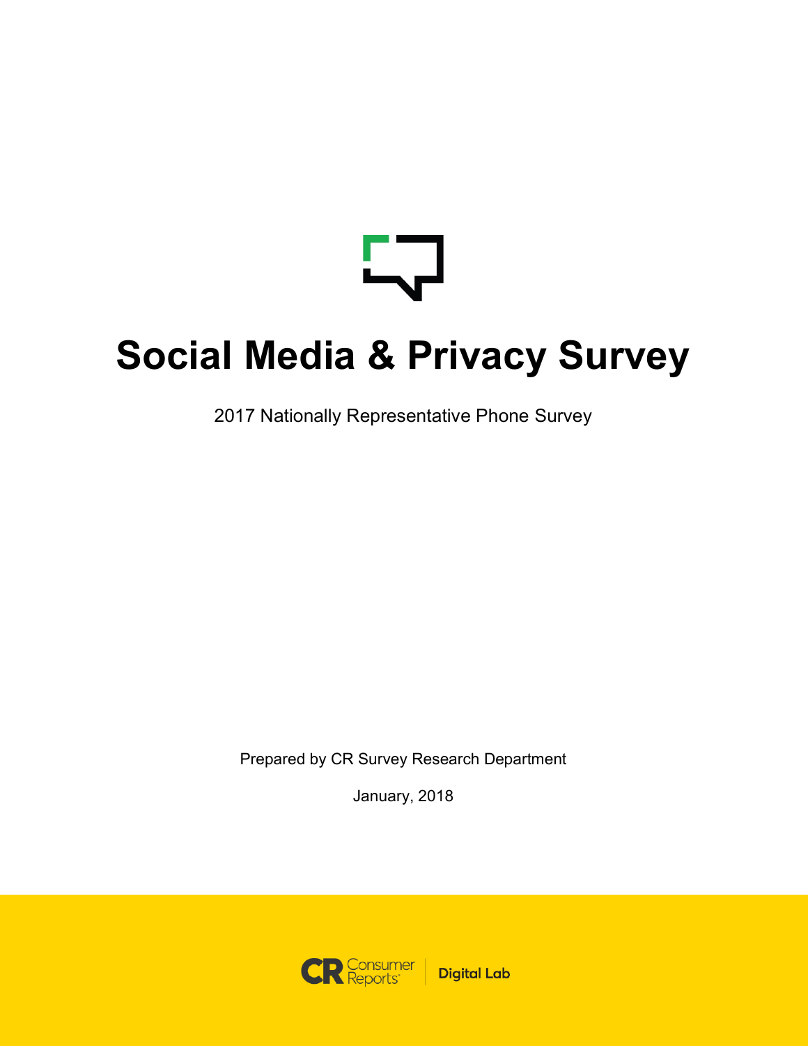# Social Media & Privacy Survey

2017 Nationally Representative Phone Survey

Prepared by CR Survey Research Department

January, 2018

CR Consumer Reports | Digital Lab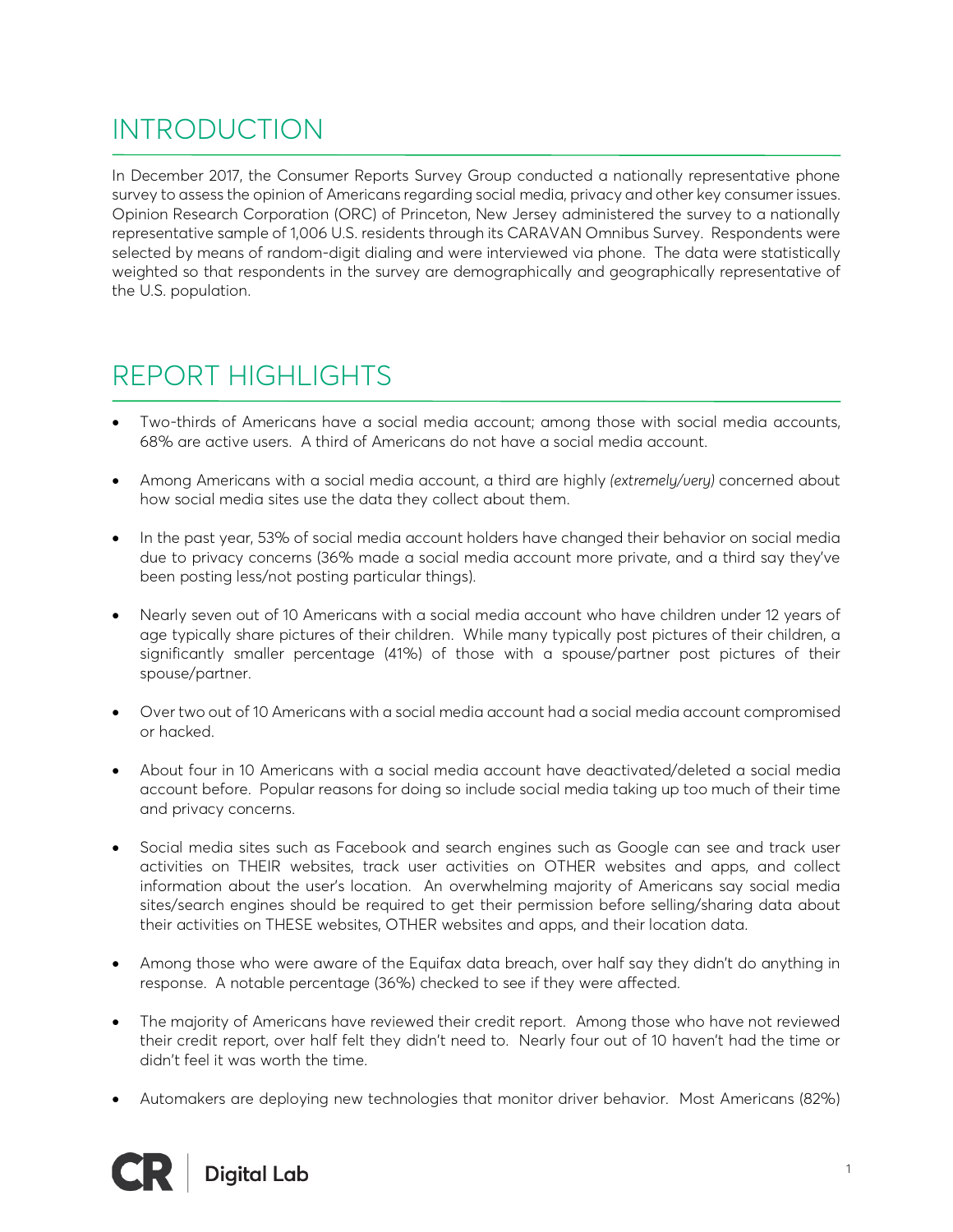# INTRODUCTION

In December 2017, the Consumer Reports Survey Group conducted a nationally representative phone survey to assess the opinion of Americans regarding social media, privacy and other key consumer issues. Opinion Research Corporation (ORC) of Princeton, New Jersey administered the survey to a nationally representative sample of 1,006 U.S. residents through its CARAVAN Omnibus Survey. Respondents were selected by means of random-digit dialing and were interviewed via phone. The data were statistically weighted so that respondents in the survey are demographically and geographically representative of the U.S. population.

# REPORT HIGHLIGHTS

- Two-thirds of Americans have a social media account; among those with social media accounts, 68% are active users. A third of Americans do not have a social media account.
- Among Americans with a social media account, a third are highly *(extremely/very)* concerned about how social media sites use the data they collect about them.
- In the past year, 53% of social media account holders have changed their behavior on social media due to privacy concerns (36% made a social media account more private, and a third say they've been posting less/not posting particular things).
- Nearly seven out of 10 Americans with a social media account who have children under 12 years of age typically share pictures of their children. While many typically post pictures of their children, a significantly smaller percentage (41%) of those with a spouse/partner post pictures of their spouse/partner.
- Over two out of 10 Americans with a social media account had a social media account compromised or hacked.
- About four in 10 Americans with a social media account have deactivated/deleted a social media account before. Popular reasons for doing so include social media taking up too much of their time and privacy concerns.
- Social media sites such as Facebook and search engines such as Google can see and track user activities on THEIR websites, track user activities on OTHER websites and apps, and collect information about the user's location. An overwhelming majority of Americans say social media sites/search engines should be required to get their permission before selling/sharing data about their activities on THESE websites, OTHER websites and apps, and their location data.
- Among those who were aware of the Equifax data breach, over half say they didn't do anything in response. A notable percentage (36%) checked to see if they were affected.
- The majority of Americans have reviewed their credit report. Among those who have not reviewed their credit report, over half felt they didn't need to. Nearly four out of 10 haven't had the time or didn't feel it was worth the time.
- Automakers are deploying new technologies that monitor driver behavior. Most Americans (82%)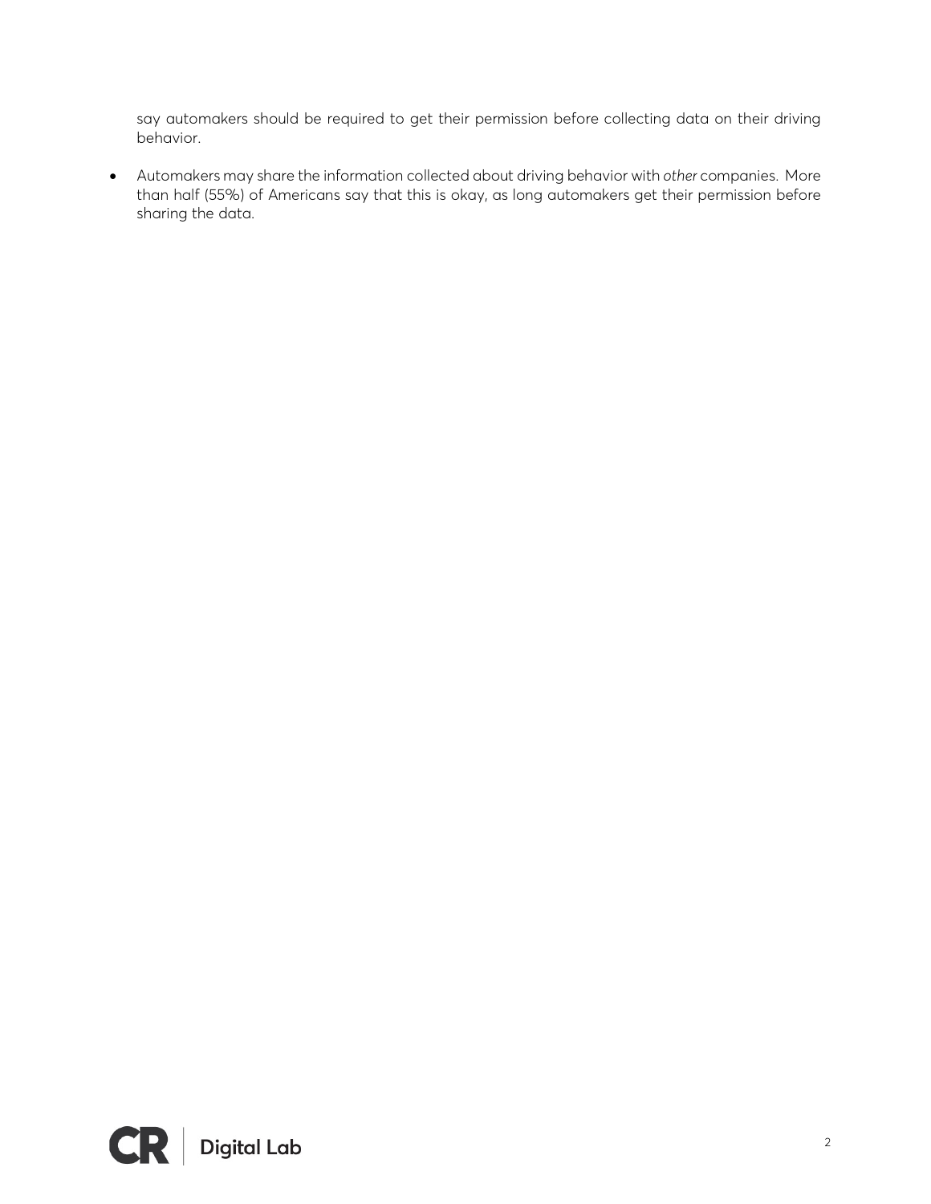say automakers should be required to get their permission before collecting data on their driving behavior.

- Automakers may share the information collected about driving behavior with *other* companies. More than half (55%) of Americans say that this is okay, as long automakers get their permission before sharing the data.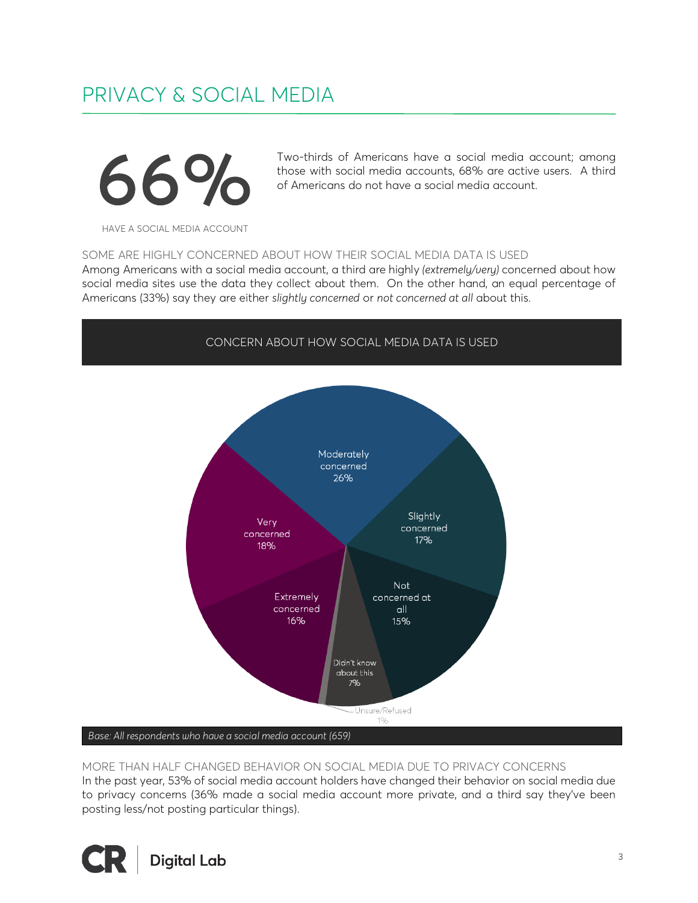# PRIVACY & SOCIAL MEDIA

**66%**

HAVE A SOCIAL MEDIA ACCOUNT

Two-thirds of Americans have a social media account; among those with social media accounts, 68% are active users. A third of Americans do not have a social media account.

## SOME ARE HIGHLY CONCERNED ABOUT HOW THEIR SOCIAL MEDIA DATA IS USED

Among Americans with a social media account, a third are highly *(extremely/very)* concerned about how social media sites use the data they collect about them. On the other hand, an equal percentage of Americans (33%) say they are either *slightly concerned* or *not concerned at all* about this.

### CONCERN ABOUT HOW SOCIAL MEDIA DATA IS USED

| Response | % |
|---|---|
| Moderately concerned | 26% |
| Slightly concerned | 17% |
| Not concerned at all | 15% |
| Didn't know about this | 7% |
| Unsure/Refused | 1% |
| Extremely concerned | 16% |
| Very concerned | 18% |

*Base: All respondents who have a social media account (659)*

## MORE THAN HALF CHANGED BEHAVIOR ON SOCIAL MEDIA DUE TO PRIVACY CONCERNS

In the past year, 53% of social media account holders have changed their behavior on social media due to privacy concerns (36% made a social media account more private, and a third say they've been posting less/not posting particular things).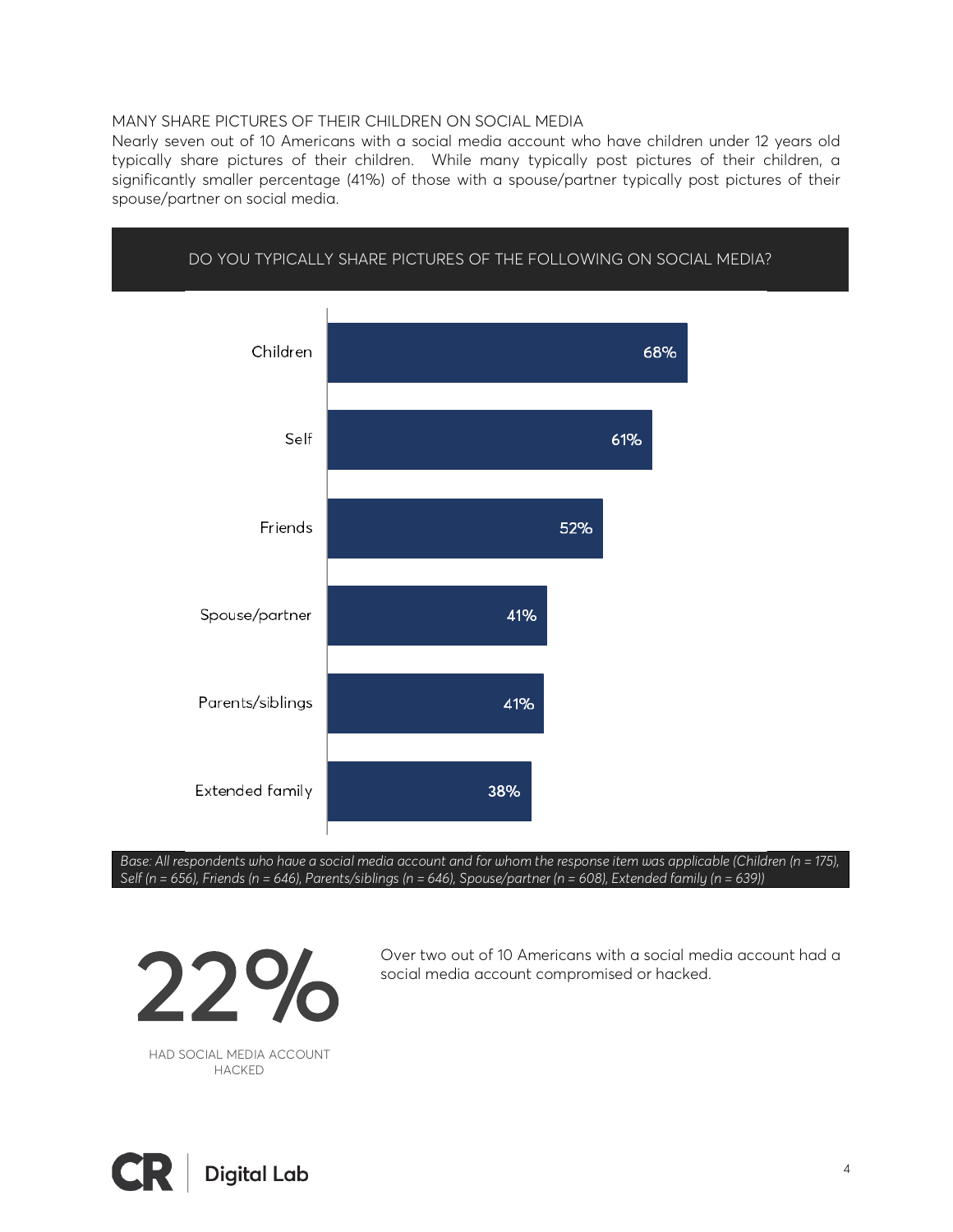## MANY SHARE PICTURES OF THEIR CHILDREN ON SOCIAL MEDIA

Nearly seven out of 10 Americans with a social media account who have children under 12 years old typically share pictures of their children. While many typically post pictures of their children, a significantly smaller percentage (41%) of those with a spouse/partner typically post pictures of their spouse/partner on social media.

### DO YOU TYPICALLY SHARE PICTURES OF THE FOLLOWING ON SOCIAL MEDIA?

| Category | Percentage |
|---|---|
| Children | 68% |
| Self | 61% |
| Friends | 52% |
| Spouse/partner | 41% |
| Parents/siblings | 41% |
| Extended family | 38% |

*Base: All respondents who have a social media account and for whom the response item was applicable (Children (n = 175), Self (n = 656), Friends (n = 646), Parents/siblings (n = 646), Spouse/partner (n = 608), Extended family (n = 639))*

**22%**

HAD SOCIAL MEDIA ACCOUNT HACKED

Over two out of 10 Americans with a social media account had a social media account compromised or hacked.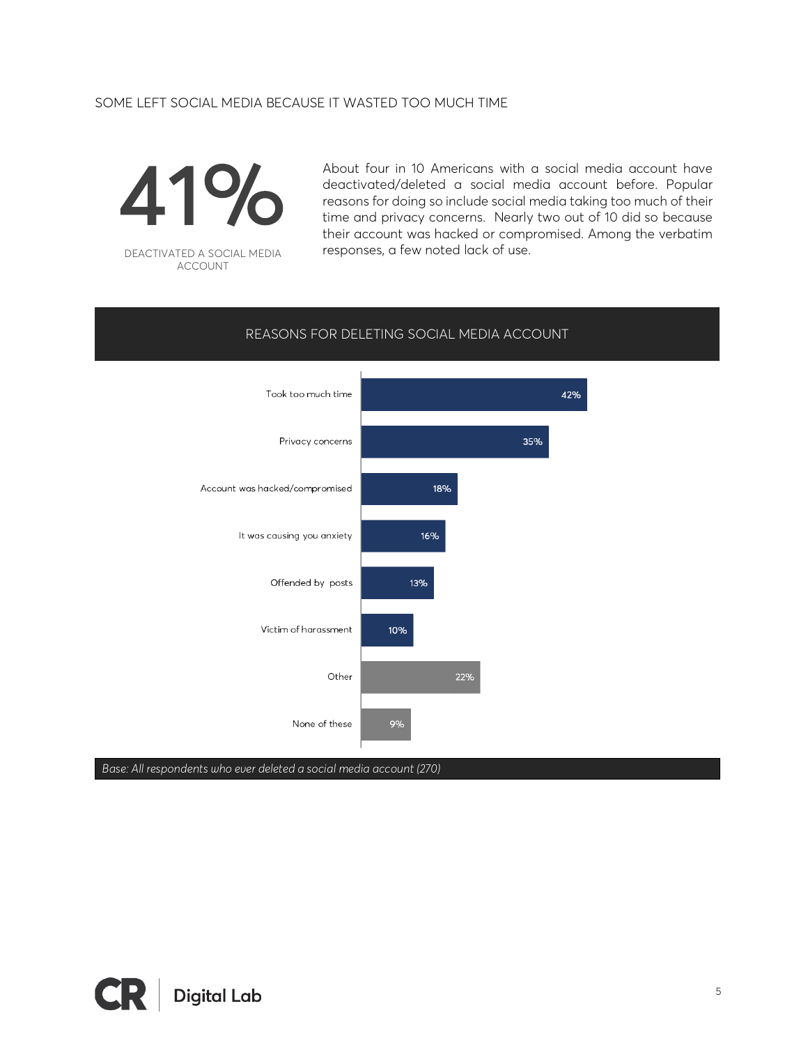## SOME LEFT SOCIAL MEDIA BECAUSE IT WASTED TOO MUCH TIME

**41%**

DEACTIVATED A SOCIAL MEDIA ACCOUNT

About four in 10 Americans with a social media account have deactivated/deleted a social media account before. Popular reasons for doing so include social media taking too much of their time and privacy concerns. Nearly two out of 10 did so because their account was hacked or compromised. Among the verbatim responses, a few noted lack of use.

### REASONS FOR DELETING SOCIAL MEDIA ACCOUNT

| Reason | % |
| --- | --- |
| Took too much time | 42% |
| Privacy concerns | 35% |
| Account was hacked/compromised | 18% |
| It was causing you anxiety | 16% |
| Offended by posts | 13% |
| Victim of harassment | 10% |
| Other | 22% |
| None of these | 9% |

*Base: All respondents who ever deleted a social media account (270)*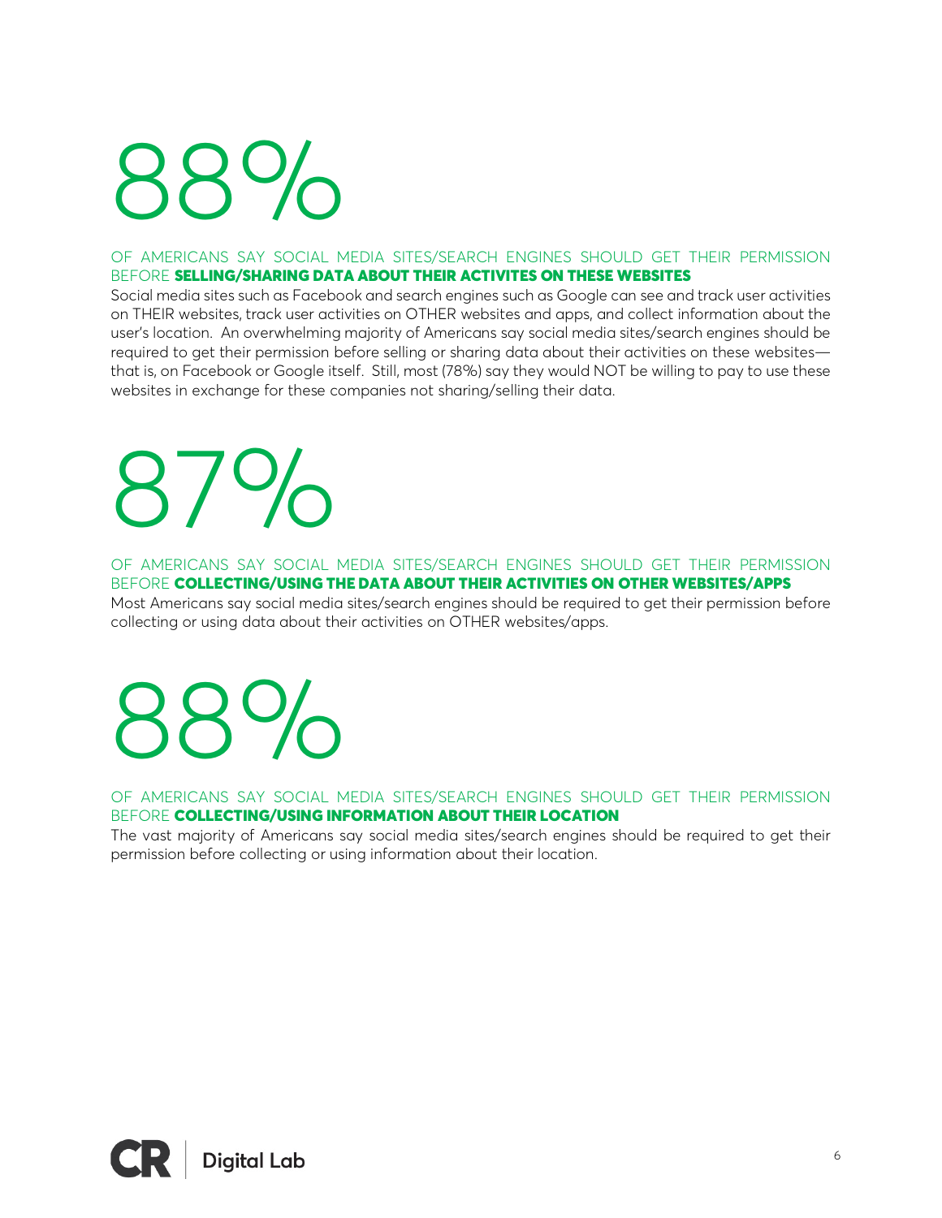# 88%

OF AMERICANS SAY SOCIAL MEDIA SITES/SEARCH ENGINES SHOULD GET THEIR PERMISSION BEFORE **SELLING/SHARING DATA ABOUT THEIR ACTIVITES ON THESE WEBSITES**

Social media sites such as Facebook and search engines such as Google can see and track user activities on THEIR websites, track user activities on OTHER websites and apps, and collect information about the user's location. An overwhelming majority of Americans say social media sites/search engines should be required to get their permission before selling or sharing data about their activities on these websites—that is, on Facebook or Google itself. Still, most (78%) say they would NOT be willing to pay to use these websites in exchange for these companies not sharing/selling their data.

# 87%

OF AMERICANS SAY SOCIAL MEDIA SITES/SEARCH ENGINES SHOULD GET THEIR PERMISSION BEFORE **COLLECTING/USING THE DATA ABOUT THEIR ACTIVITIES ON OTHER WEBSITES/APPS**

Most Americans say social media sites/search engines should be required to get their permission before collecting or using data about their activities on OTHER websites/apps.

# 88%

OF AMERICANS SAY SOCIAL MEDIA SITES/SEARCH ENGINES SHOULD GET THEIR PERMISSION BEFORE **COLLECTING/USING INFORMATION ABOUT THEIR LOCATION**

The vast majority of Americans say social media sites/search engines should be required to get their permission before collecting or using information about their location.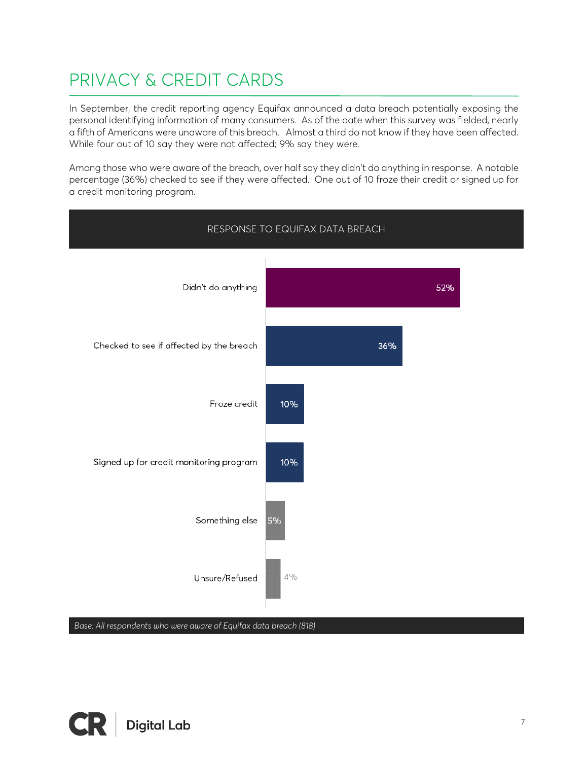# PRIVACY & CREDIT CARDS

In September, the credit reporting agency Equifax announced a data breach potentially exposing the personal identifying information of many consumers. As of the date when this survey was fielded, nearly a fifth of Americans were unaware of this breach. Almost a third do not know if they have been affected. While four out of 10 say they were not affected; 9% say they were.

Among those who were aware of the breach, over half say they didn't do anything in response. A notable percentage (36%) checked to see if they were affected. One out of 10 froze their credit or signed up for a credit monitoring program.

**RESPONSE TO EQUIFAX DATA BREACH**

| Response | % |
| --- | --- |
| Didn't do anything | 52% |
| Checked to see if affected by the breach | 36% |
| Froze credit | 10% |
| Signed up for credit monitoring program | 10% |
| Something else | 5% |
| Unsure/Refused | 4% |

*Base: All respondents who were aware of Equifax data breach (818)*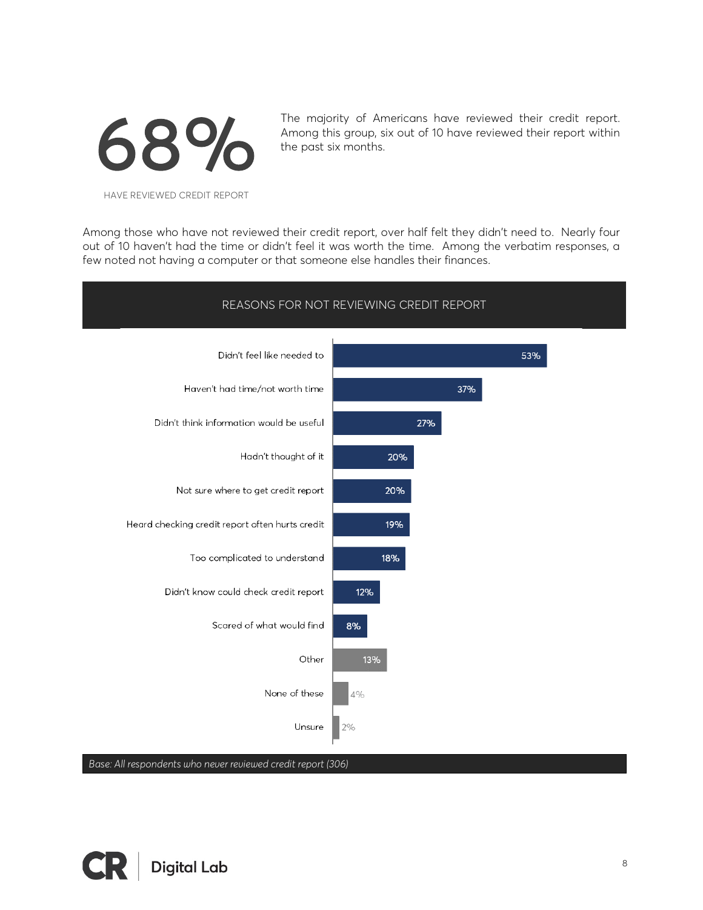# 68%

HAVE REVIEWED CREDIT REPORT

The majority of Americans have reviewed their credit report. Among this group, six out of 10 have reviewed their report within the past six months.

Among those who have not reviewed their credit report, over half felt they didn't need to. Nearly four out of 10 haven't had the time or didn't feel it was worth the time. Among the verbatim responses, a few noted not having a computer or that someone else handles their finances.

## REASONS FOR NOT REVIEWING CREDIT REPORT

| Reason | % |
|---|---|
| Didn't feel like needed to | 53% |
| Haven't had time/not worth time | 37% |
| Didn't think information would be useful | 27% |
| Hadn't thought of it | 20% |
| Not sure where to get credit report | 20% |
| Heard checking credit report often hurts credit | 19% |
| Too complicated to understand | 18% |
| Didn't know could check credit report | 12% |
| Scared of what would find | 8% |
| Other | 13% |
| None of these | 4% |
| Unsure | 2% |

*Base: All respondents who never reviewed credit report (306)*

CR | Digital Lab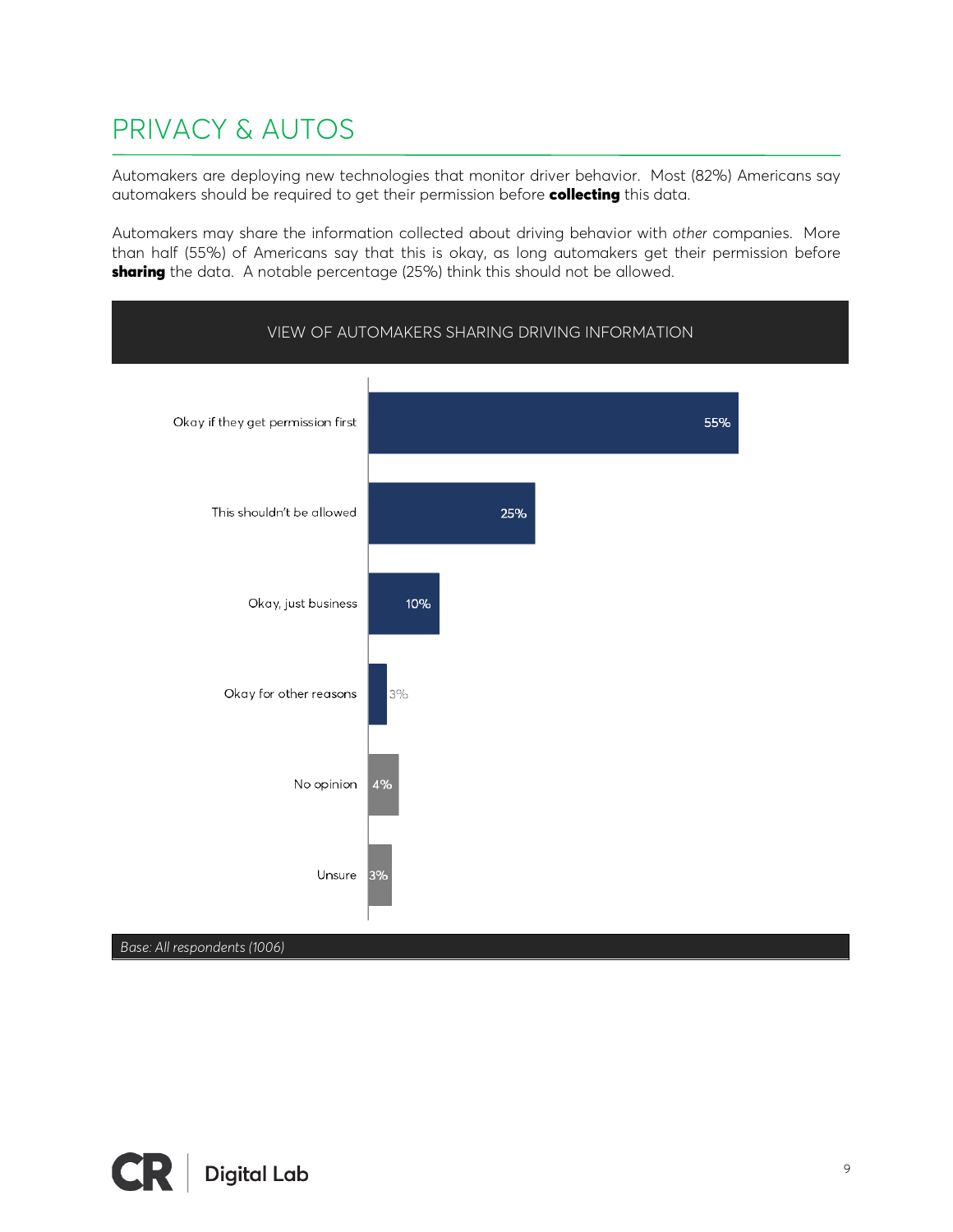# PRIVACY & AUTOS

Automakers are deploying new technologies that monitor driver behavior. Most (82%) Americans say automakers should be required to get their permission before **collecting** this data.

Automakers may share the information collected about driving behavior with *other* companies. More than half (55%) of Americans say that this is okay, as long automakers get their permission before **sharing** the data. A notable percentage (25%) think this should not be allowed.

**VIEW OF AUTOMAKERS SHARING DRIVING INFORMATION**

| Response | Percentage |
|---|---|
| Okay if they get permission first | 55% |
| This shouldn't be allowed | 25% |
| Okay, just business | 10% |
| Okay for other reasons | 3% |
| No opinion | 4% |
| Unsure | 3% |

*Base: All respondents (1006)*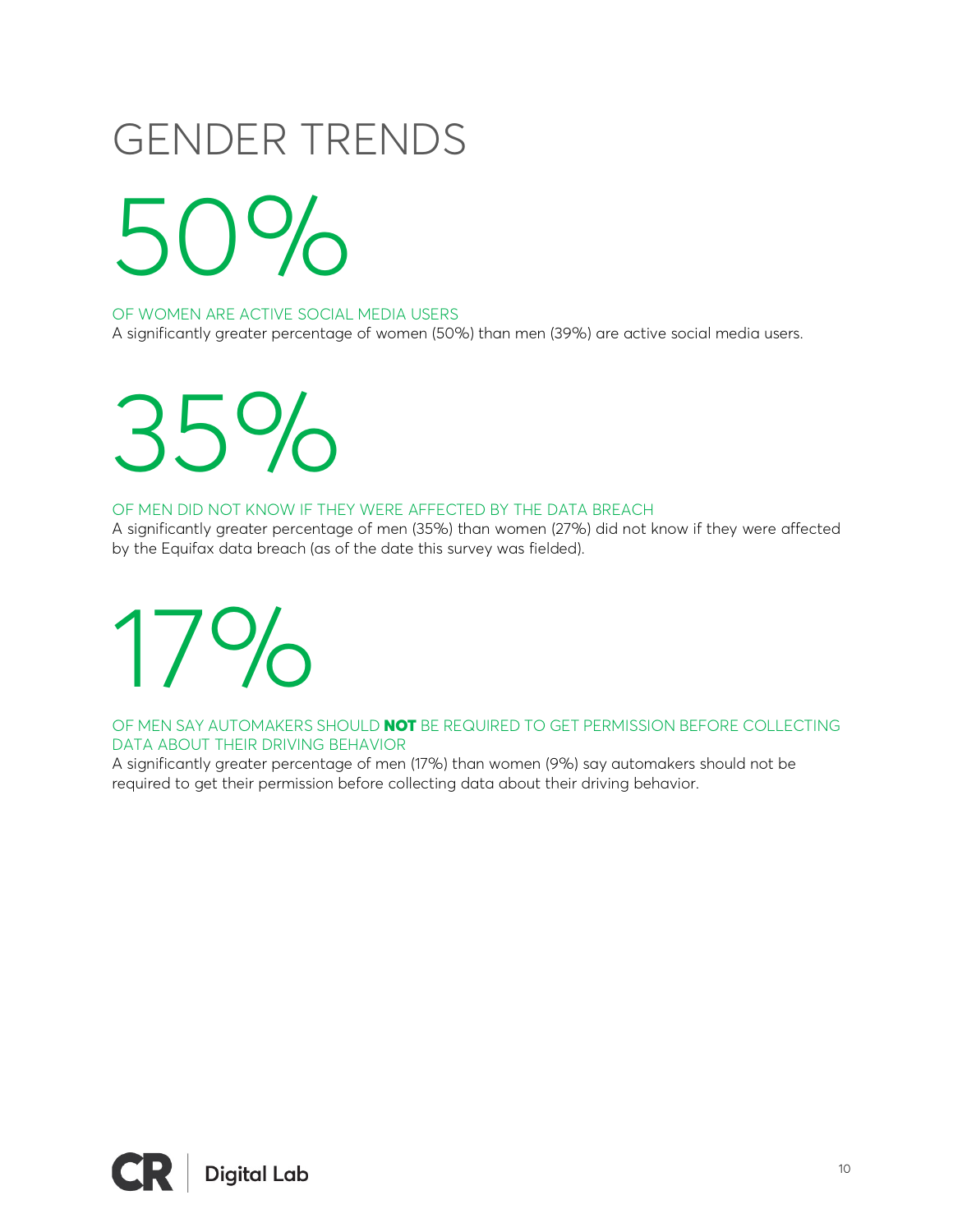# GENDER TRENDS

## 50%

OF WOMEN ARE ACTIVE SOCIAL MEDIA USERS

A significantly greater percentage of women (50%) than men (39%) are active social media users.

## 35%

OF MEN DID NOT KNOW IF THEY WERE AFFECTED BY THE DATA BREACH

A significantly greater percentage of men (35%) than women (27%) did not know if they were affected by the Equifax data breach (as of the date this survey was fielded).

## 17%

OF MEN SAY AUTOMAKERS SHOULD **NOT** BE REQUIRED TO GET PERMISSION BEFORE COLLECTING DATA ABOUT THEIR DRIVING BEHAVIOR

A significantly greater percentage of men (17%) than women (9%) say automakers should not be required to get their permission before collecting data about their driving behavior.

CR | Digital Lab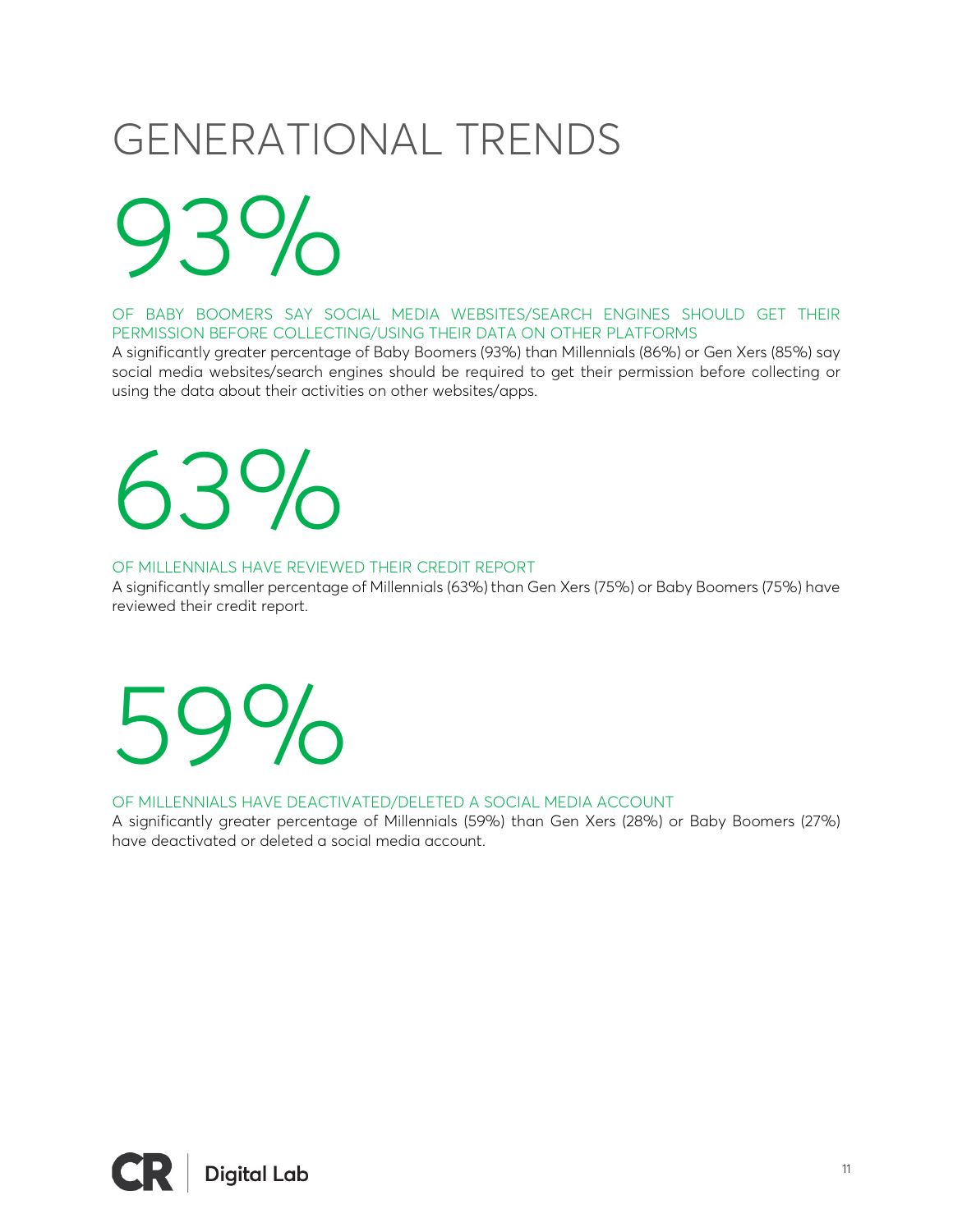# GENERATIONAL TRENDS

## 93%

OF BABY BOOMERS SAY SOCIAL MEDIA WEBSITES/SEARCH ENGINES SHOULD GET THEIR PERMISSION BEFORE COLLECTING/USING THEIR DATA ON OTHER PLATFORMS

A significantly greater percentage of Baby Boomers (93%) than Millennials (86%) or Gen Xers (85%) say social media websites/search engines should be required to get their permission before collecting or using the data about their activities on other websites/apps.

## 63%

OF MILLENNIALS HAVE REVIEWED THEIR CREDIT REPORT

A significantly smaller percentage of Millennials (63%) than Gen Xers (75%) or Baby Boomers (75%) have reviewed their credit report.

## 59%

OF MILLENNIALS HAVE DEACTIVATED/DELETED A SOCIAL MEDIA ACCOUNT

A significantly greater percentage of Millennials (59%) than Gen Xers (28%) or Baby Boomers (27%) have deactivated or deleted a social media account.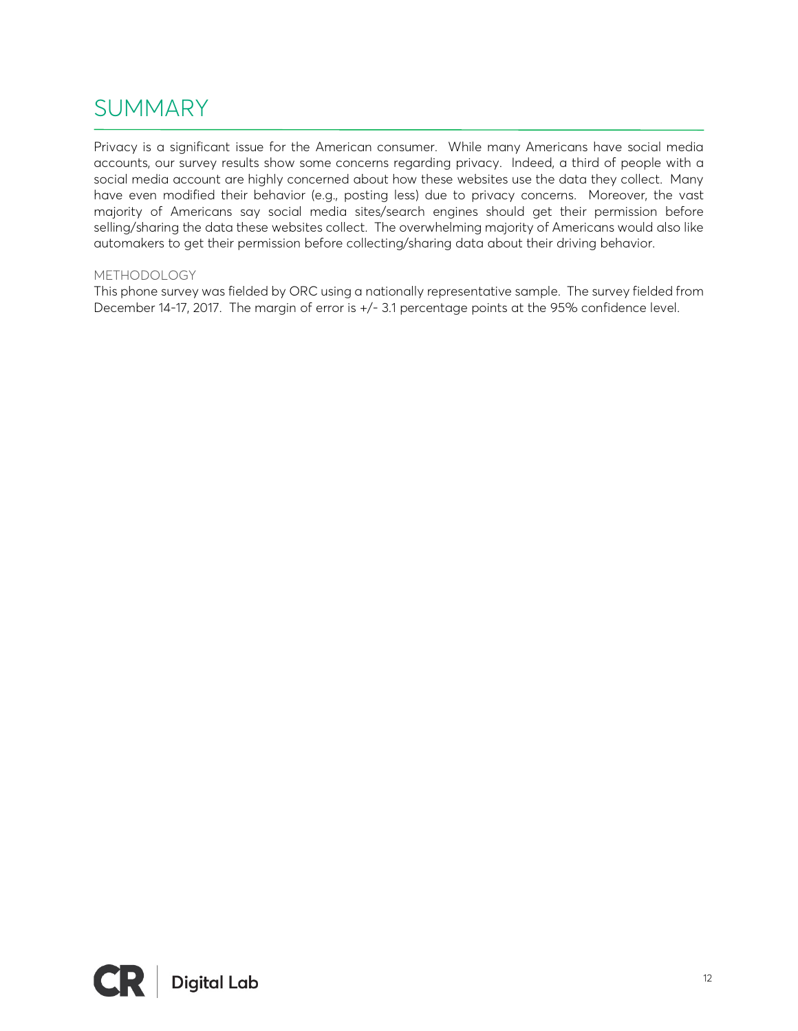# SUMMARY

Privacy is a significant issue for the American consumer. While many Americans have social media accounts, our survey results show some concerns regarding privacy. Indeed, a third of people with a social media account are highly concerned about how these websites use the data they collect. Many have even modified their behavior (e.g., posting less) due to privacy concerns. Moreover, the vast majority of Americans say social media sites/search engines should get their permission before selling/sharing the data these websites collect. The overwhelming majority of Americans would also like automakers to get their permission before collecting/sharing data about their driving behavior.

## METHODOLOGY

This phone survey was fielded by ORC using a nationally representative sample. The survey fielded from December 14-17, 2017. The margin of error is +/- 3.1 percentage points at the 95% confidence level.